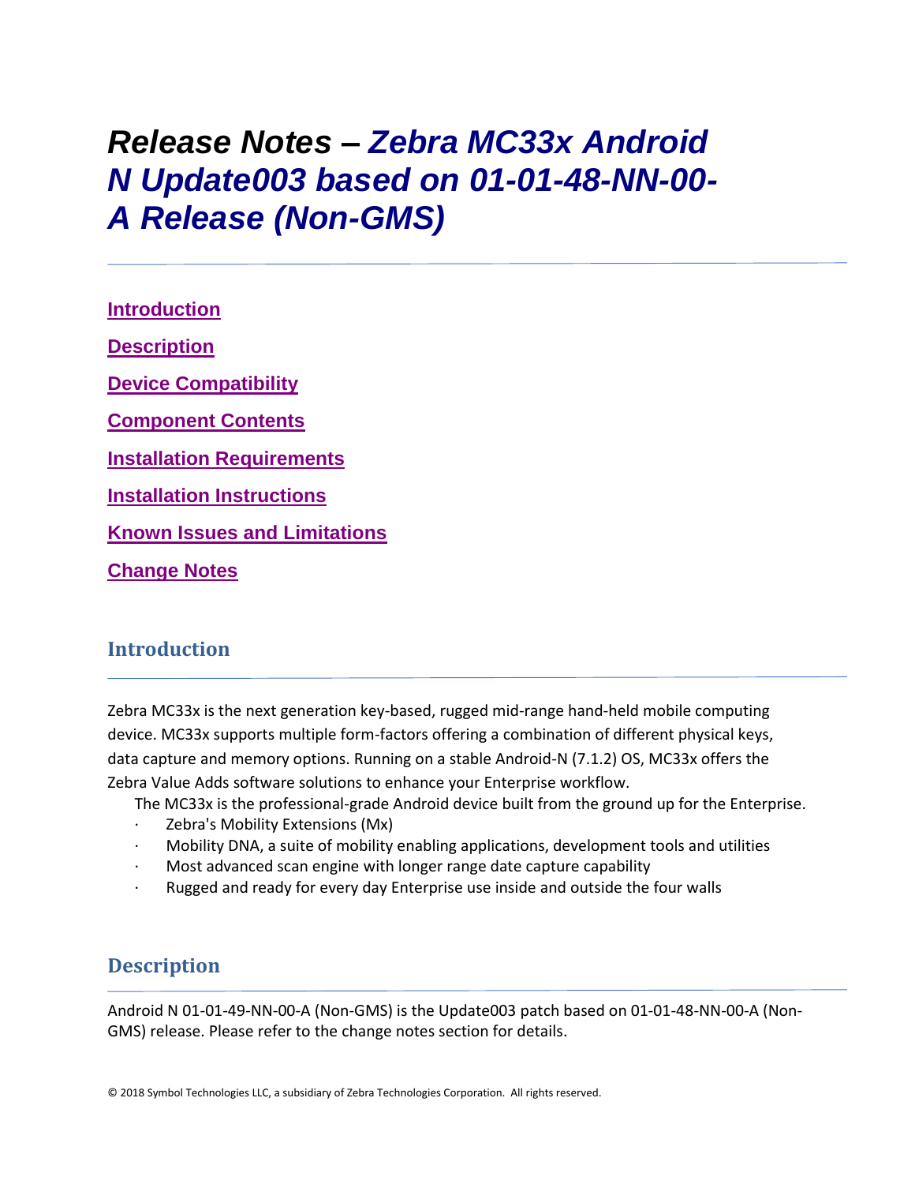# *Release Notes – Zebra MC33x Android N Update003 based on 01-01-48-NN-00-A Release (Non-GMS)*

[Introduction](#introduction)

[Description](#description)

[Device Compatibility](#device-compatibility)

[Component Contents](#component-contents)

[Installation Requirements](#installation-requirements)

[Installation Instructions](#installation-instructions)

[Known Issues and Limitations](#known-issues-and-limitations)

[Change Notes](#change-notes)

## Introduction

Zebra MC33x is the next generation key-based, rugged mid-range hand-held mobile computing device. MC33x supports multiple form-factors offering a combination of different physical keys, data capture and memory options. Running on a stable Android-N (7.1.2) OS, MC33x offers the Zebra Value Adds software solutions to enhance your Enterprise workflow.

The MC33x is the professional-grade Android device built from the ground up for the Enterprise.

- Zebra's Mobility Extensions (Mx)
- Mobility DNA, a suite of mobility enabling applications, development tools and utilities
- Most advanced scan engine with longer range date capture capability
- Rugged and ready for every day Enterprise use inside and outside the four walls

## Description

Android N 01-01-49-NN-00-A (Non-GMS) is the Update003 patch based on 01-01-48-NN-00-A (Non-GMS) release. Please refer to the change notes section for details.

© 2018 Symbol Technologies LLC, a subsidiary of Zebra Technologies Corporation. All rights reserved.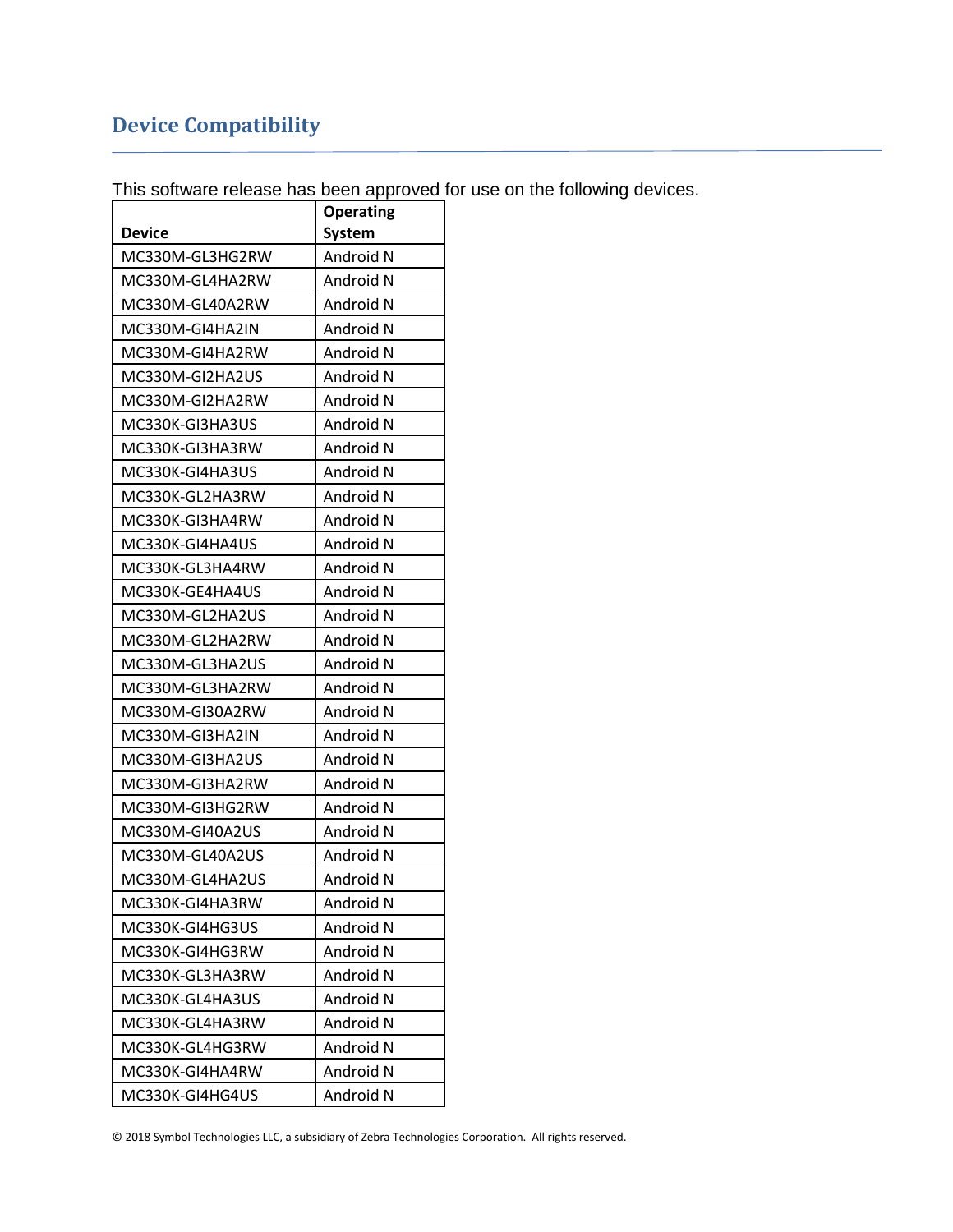## Device Compatibility

This software release has been approved for use on the following devices.

| Device | Operating System |
|---|---|
| MC330M-GL3HG2RW | Android N |
| MC330M-GL4HA2RW | Android N |
| MC330M-GL40A2RW | Android N |
| MC330M-GI4HA2IN | Android N |
| MC330M-GI4HA2RW | Android N |
| MC330M-GI2HA2US | Android N |
| MC330M-GI2HA2RW | Android N |
| MC330K-GI3HA3US | Android N |
| MC330K-GI3HA3RW | Android N |
| MC330K-GI4HA3US | Android N |
| MC330K-GL2HA3RW | Android N |
| MC330K-GI3HA4RW | Android N |
| MC330K-GI4HA4US | Android N |
| MC330K-GL3HA4RW | Android N |
| MC330K-GE4HA4US | Android N |
| MC330M-GL2HA2US | Android N |
| MC330M-GL2HA2RW | Android N |
| MC330M-GL3HA2US | Android N |
| MC330M-GL3HA2RW | Android N |
| MC330M-GI30A2RW | Android N |
| MC330M-GI3HA2IN | Android N |
| MC330M-GI3HA2US | Android N |
| MC330M-GI3HA2RW | Android N |
| MC330M-GI3HG2RW | Android N |
| MC330M-GI40A2US | Android N |
| MC330M-GL40A2US | Android N |
| MC330M-GL4HA2US | Android N |
| MC330K-GI4HA3RW | Android N |
| MC330K-GI4HG3US | Android N |
| MC330K-GI4HG3RW | Android N |
| MC330K-GL3HA3RW | Android N |
| MC330K-GL4HA3US | Android N |
| MC330K-GL4HA3RW | Android N |
| MC330K-GL4HG3RW | Android N |
| MC330K-GI4HA4RW | Android N |
| MC330K-GI4HG4US | Android N |

© 2018 Symbol Technologies LLC, a subsidiary of Zebra Technologies Corporation. All rights reserved.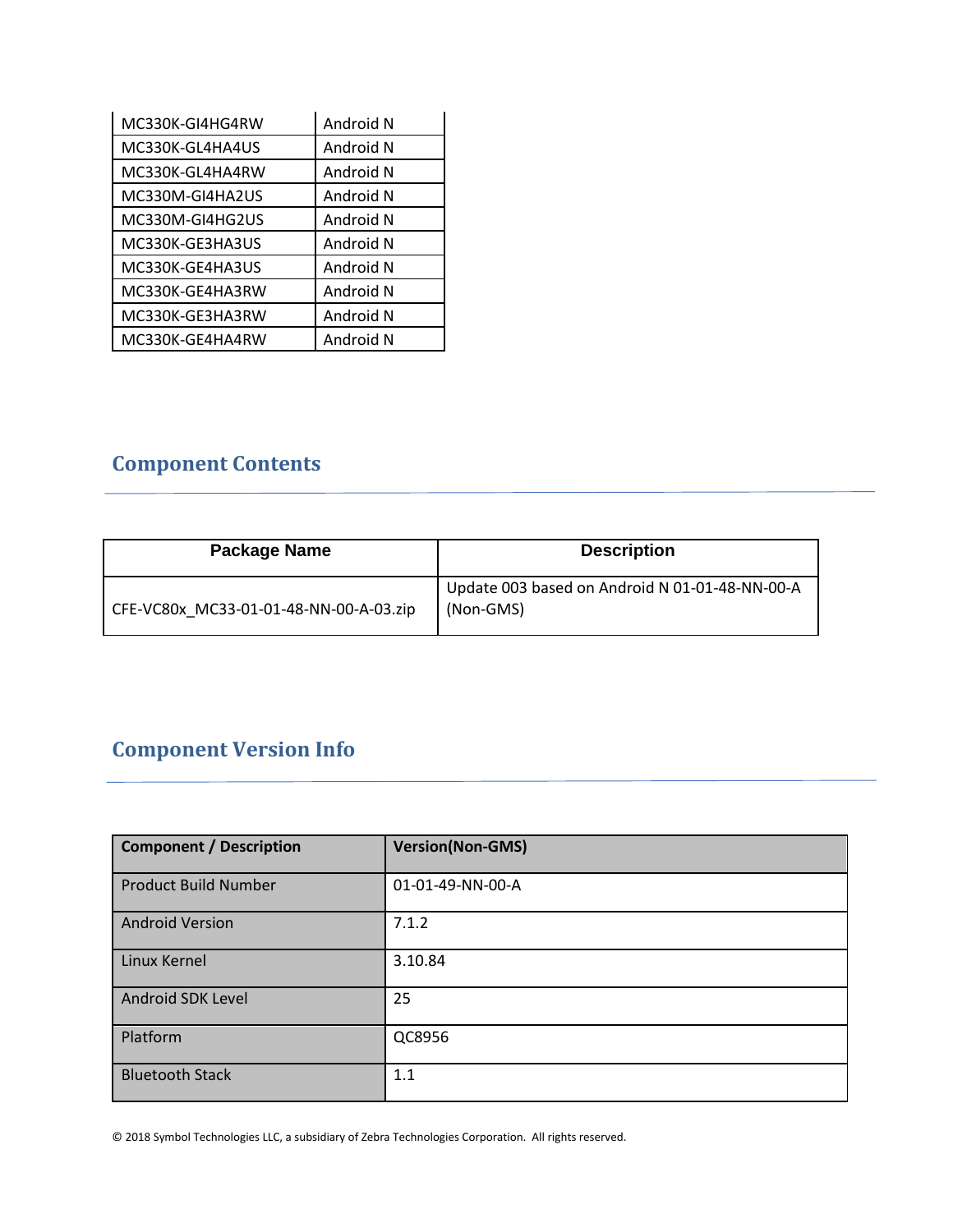| MC330K-GI4HG4RW | Android N |
|---|---|
| MC330K-GL4HA4US | Android N |
| MC330K-GL4HA4RW | Android N |
| MC330M-GI4HA2US | Android N |
| MC330M-GI4HG2US | Android N |
| MC330K-GE3HA3US | Android N |
| MC330K-GE4HA3US | Android N |
| MC330K-GE4HA3RW | Android N |
| MC330K-GE3HA3RW | Android N |
| MC330K-GE4HA4RW | Android N |

## Component Contents

| Package Name | Description |
|---|---|
| CFE-VC80x_MC33-01-01-48-NN-00-A-03.zip | Update 003 based on Android N 01-01-48-NN-00-A (Non-GMS) |

## Component Version Info

| Component / Description | Version(Non-GMS) |
|---|---|
| Product Build Number | 01-01-49-NN-00-A |
| Android Version | 7.1.2 |
| Linux Kernel | 3.10.84 |
| Android SDK Level | 25 |
| Platform | QC8956 |
| Bluetooth Stack | 1.1 |

© 2018 Symbol Technologies LLC, a subsidiary of Zebra Technologies Corporation. All rights reserved.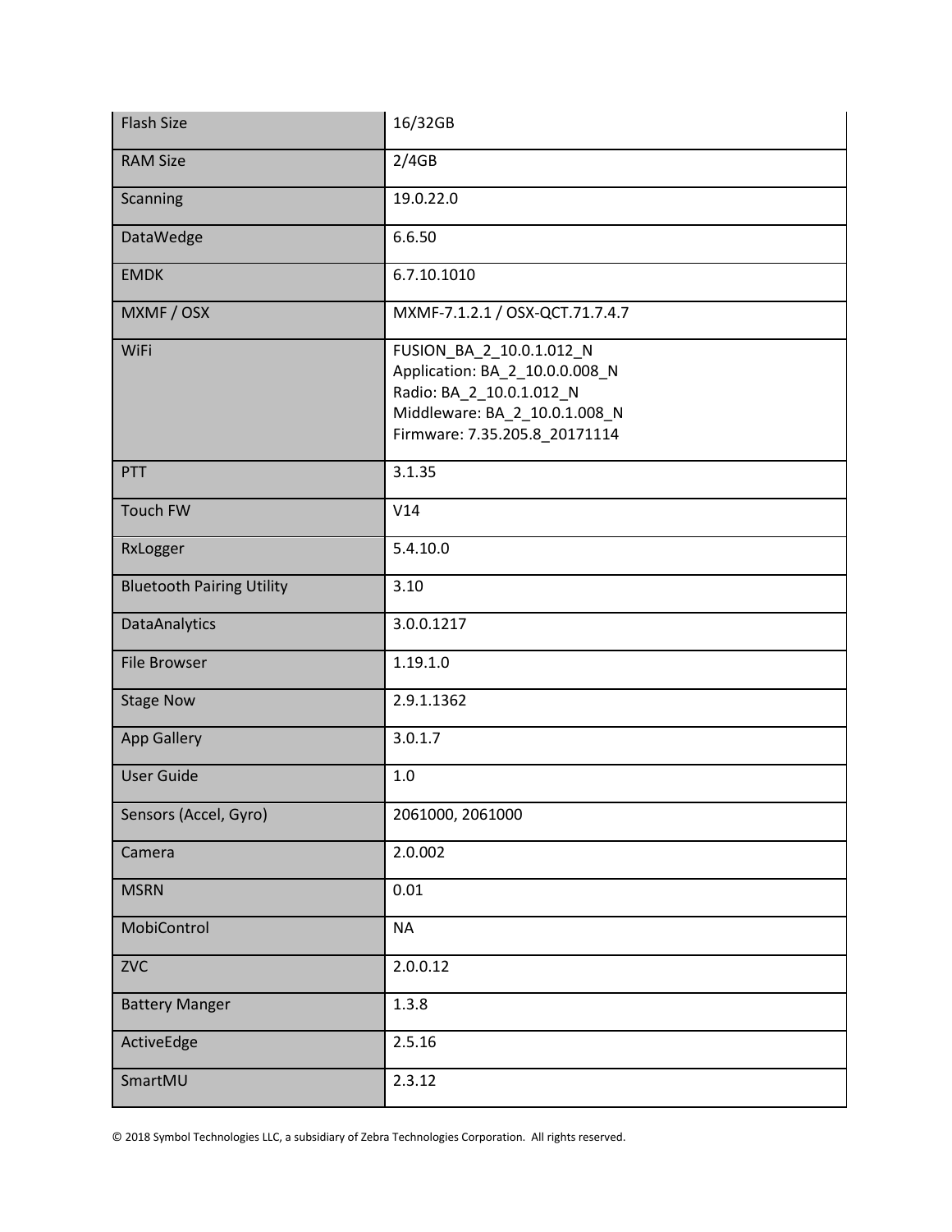| Flash Size | 16/32GB |
|---|---|
| RAM Size | 2/4GB |
| Scanning | 19.0.22.0 |
| DataWedge | 6.6.50 |
| EMDK | 6.7.10.1010 |
| MXMF / OSX | MXMF-7.1.2.1 / OSX-QCT.71.7.4.7 |
| WiFi | FUSION_BA_2_10.0.1.012_N<br>Application: BA_2_10.0.0.008_N<br>Radio: BA_2_10.0.1.012_N<br>Middleware: BA_2_10.0.1.008_N<br>Firmware: 7.35.205.8_20171114 |
| PTT | 3.1.35 |
| Touch FW | V14 |
| RxLogger | 5.4.10.0 |
| Bluetooth Pairing Utility | 3.10 |
| DataAnalytics | 3.0.0.1217 |
| File Browser | 1.19.1.0 |
| Stage Now | 2.9.1.1362 |
| App Gallery | 3.0.1.7 |
| User Guide | 1.0 |
| Sensors (Accel, Gyro) | 2061000, 2061000 |
| Camera | 2.0.002 |
| MSRN | 0.01 |
| MobiControl | NA |
| ZVC | 2.0.0.12 |
| Battery Manger | 1.3.8 |
| ActiveEdge | 2.5.16 |
| SmartMU | 2.3.12 |

© 2018 Symbol Technologies LLC, a subsidiary of Zebra Technologies Corporation. All rights reserved.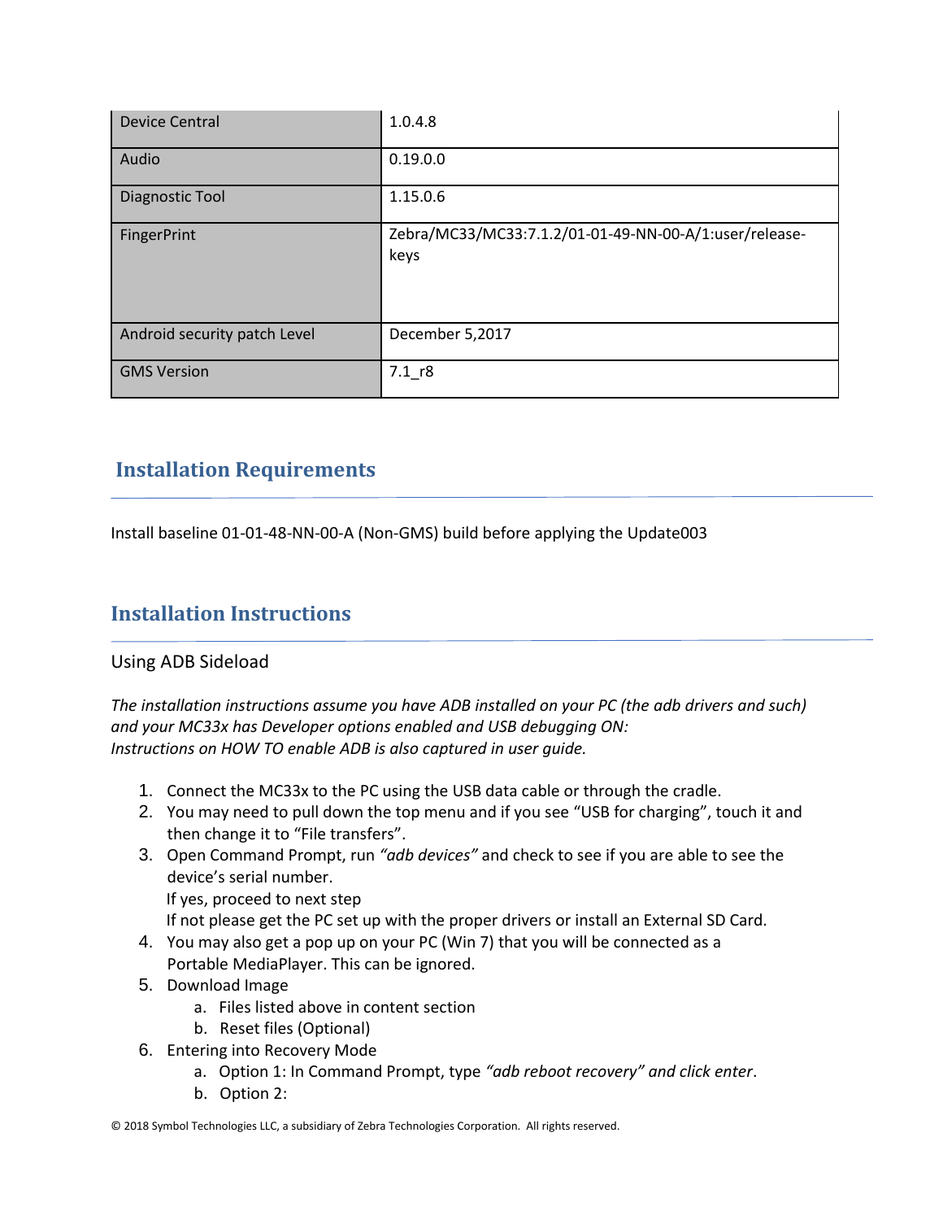| Device Central | 1.0.4.8 |
| --- | --- |
| Audio | 0.19.0.0 |
| Diagnostic Tool | 1.15.0.6 |
| FingerPrint | Zebra/MC33/MC33:7.1.2/01-01-49-NN-00-A/1:user/release-keys |
| Android security patch Level | December 5,2017 |
| GMS Version | 7.1_r8 |

## Installation Requirements

Install baseline 01-01-48-NN-00-A (Non-GMS) build before applying the Update003

## Installation Instructions

### Using ADB Sideload

*The installation instructions assume you have ADB installed on your PC (the adb drivers and such) and your MC33x has Developer options enabled and USB debugging ON:*
*Instructions on HOW TO enable ADB is also captured in user guide.*

1. Connect the MC33x to the PC using the USB data cable or through the cradle.
2. You may need to pull down the top menu and if you see “USB for charging”, touch it and then change it to “File transfers”.
3. Open Command Prompt, run *“adb devices”* and check to see if you are able to see the device’s serial number.
   If yes, proceed to next step
   If not please get the PC set up with the proper drivers or install an External SD Card.
4. You may also get a pop up on your PC (Win 7) that you will be connected as a Portable MediaPlayer. This can be ignored.
5. Download Image
   a. Files listed above in content section
   b. Reset files (Optional)
6. Entering into Recovery Mode
   a. Option 1: In Command Prompt, type *“adb reboot recovery” and click enter*.
   b. Option 2: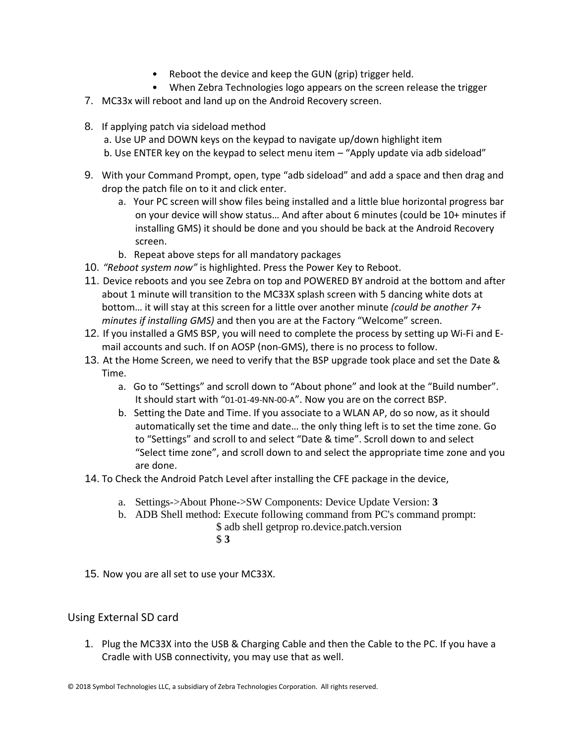- Reboot the device and keep the GUN (grip) trigger held.
  - When Zebra Technologies logo appears on the screen release the trigger

7. MC33x will reboot and land up on the Android Recovery screen.

8. If applying patch via sideload method
   a. Use UP and DOWN keys on the keypad to navigate up/down highlight item
   b. Use ENTER key on the keypad to select menu item – "Apply update via adb sideload"

9. With your Command Prompt, open, type "adb sideload" and add a space and then drag and drop the patch file on to it and click enter.
   a. Your PC screen will show files being installed and a little blue horizontal progress bar on your device will show status… And after about 6 minutes (could be 10+ minutes if installing GMS) it should be done and you should be back at the Android Recovery screen.
   b. Repeat above steps for all mandatory packages

10. *"Reboot system now"* is highlighted. Press the Power Key to Reboot.

11. Device reboots and you see Zebra on top and POWERED BY android at the bottom and after about 1 minute will transition to the MC33X splash screen with 5 dancing white dots at bottom… it will stay at this screen for a little over another minute *(could be another 7+ minutes if installing GMS)* and then you are at the Factory "Welcome" screen.

12. If you installed a GMS BSP, you will need to complete the process by setting up Wi-Fi and E-mail accounts and such. If on AOSP (non-GMS), there is no process to follow.

13. At the Home Screen, we need to verify that the BSP upgrade took place and set the Date & Time.
   a. Go to "Settings" and scroll down to "About phone" and look at the "Build number". It should start with "01-01-49-NN-00-A". Now you are on the correct BSP.
   b. Setting the Date and Time. If you associate to a WLAN AP, do so now, as it should automatically set the time and date… the only thing left is to set the time zone. Go to "Settings" and scroll to and select "Date & time". Scroll down to and select "Select time zone", and scroll down to and select the appropriate time zone and you are done.

14. To Check the Android Patch Level after installing the CFE package in the device,
   a. Settings->About Phone->SW Components: Device Update Version: **3**
   b. ADB Shell method: Execute following command from PC's command prompt:

      $ adb shell getprop ro.device.patch.version
      $ **3**

15. Now you are all set to use your MC33X.

## Using External SD card

1. Plug the MC33X into the USB & Charging Cable and then the Cable to the PC. If you have a Cradle with USB connectivity, you may use that as well.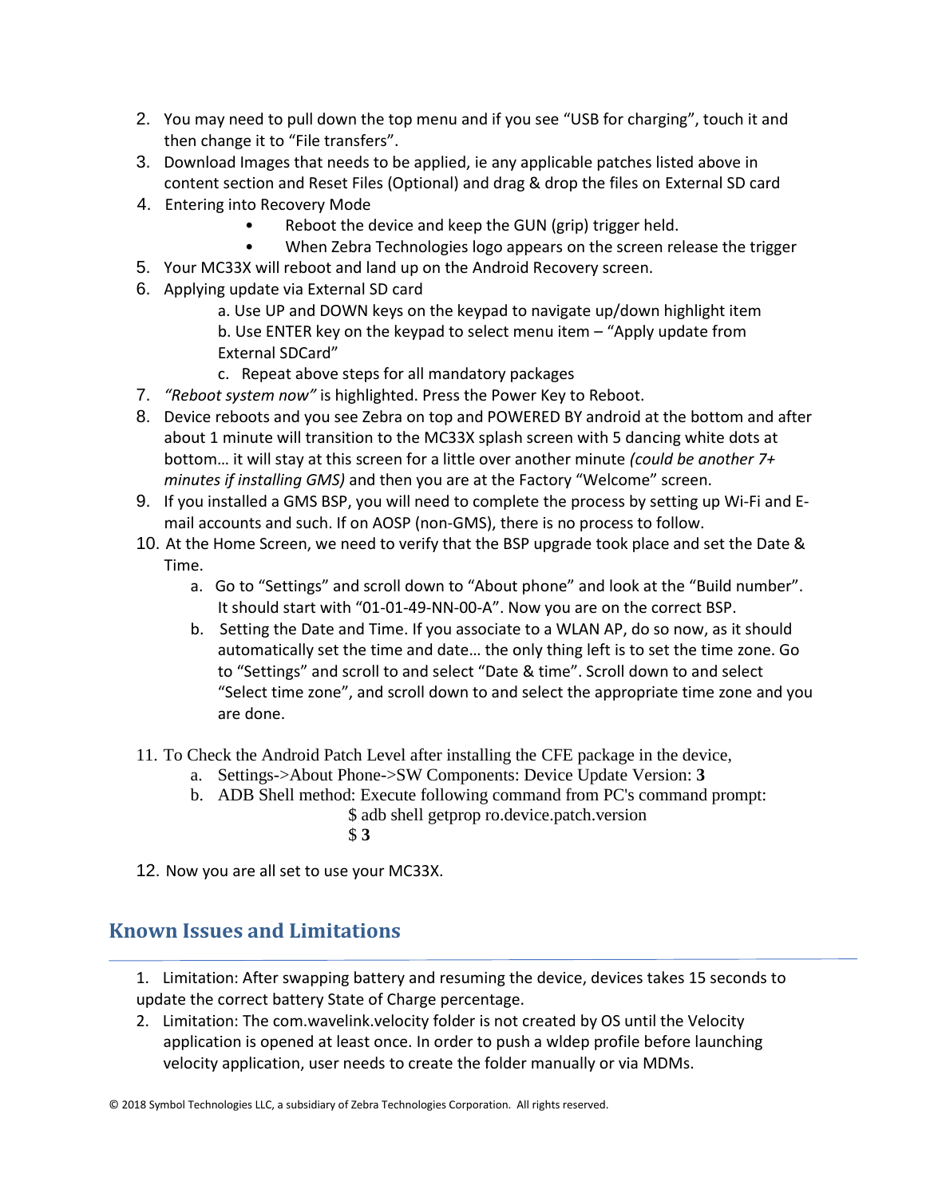2. You may need to pull down the top menu and if you see "USB for charging", touch it and then change it to "File transfers".
3. Download Images that needs to be applied, ie any applicable patches listed above in content section and Reset Files (Optional) and drag & drop the files on External SD card
4. Entering into Recovery Mode
   - Reboot the device and keep the GUN (grip) trigger held.
   - When Zebra Technologies logo appears on the screen release the trigger
5. Your MC33X will reboot and land up on the Android Recovery screen.
6. Applying update via External SD card
   a. Use UP and DOWN keys on the keypad to navigate up/down highlight item
   b. Use ENTER key on the keypad to select menu item – "Apply update from External SDCard"
   c. Repeat above steps for all mandatory packages
7. *"Reboot system now"* is highlighted. Press the Power Key to Reboot.
8. Device reboots and you see Zebra on top and POWERED BY android at the bottom and after about 1 minute will transition to the MC33X splash screen with 5 dancing white dots at bottom… it will stay at this screen for a little over another minute *(could be another 7+ minutes if installing GMS)* and then you are at the Factory "Welcome" screen.
9. If you installed a GMS BSP, you will need to complete the process by setting up Wi-Fi and E-mail accounts and such. If on AOSP (non-GMS), there is no process to follow.
10. At the Home Screen, we need to verify that the BSP upgrade took place and set the Date & Time.
    a. Go to "Settings" and scroll down to "About phone" and look at the "Build number". It should start with "01-01-49-NN-00-A". Now you are on the correct BSP.
    b. Setting the Date and Time. If you associate to a WLAN AP, do so now, as it should automatically set the time and date… the only thing left is to set the time zone. Go to "Settings" and scroll to and select "Date & time". Scroll down to and select "Select time zone", and scroll down to and select the appropriate time zone and you are done.
11. To Check the Android Patch Level after installing the CFE package in the device,
    a. Settings->About Phone->SW Components: Device Update Version: **3**
    b. ADB Shell method: Execute following command from PC's command prompt:
       $ adb shell getprop ro.device.patch.version
       $ **3**
12. Now you are all set to use your MC33X.

## Known Issues and Limitations

1. Limitation: After swapping battery and resuming the device, devices takes 15 seconds to update the correct battery State of Charge percentage.
2. Limitation: The com.wavelink.velocity folder is not created by OS until the Velocity application is opened at least once. In order to push a wldep profile before launching velocity application, user needs to create the folder manually or via MDMs.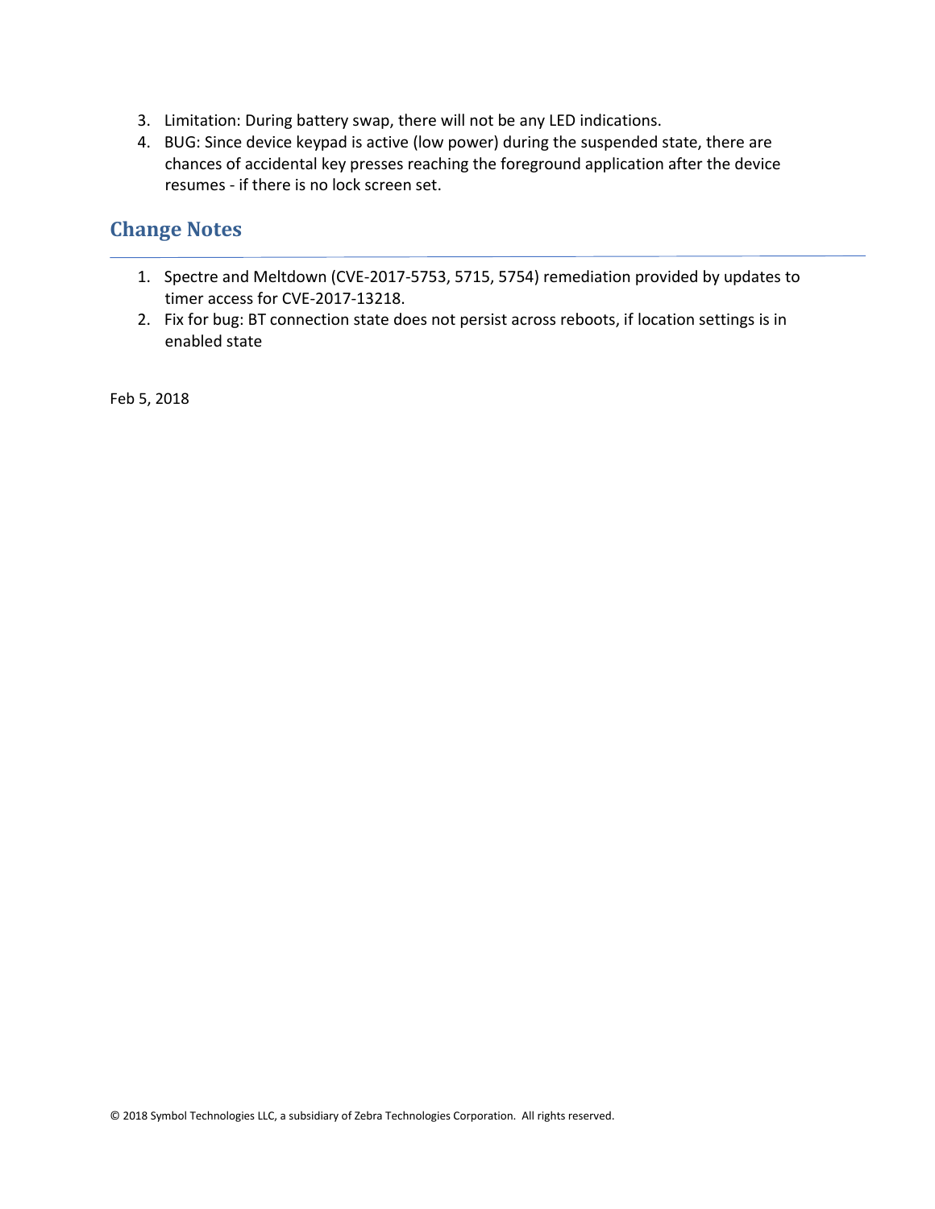3. Limitation: During battery swap, there will not be any LED indications.
4. BUG: Since device keypad is active (low power) during the suspended state, there are chances of accidental key presses reaching the foreground application after the device resumes - if there is no lock screen set.

## Change Notes

1. Spectre and Meltdown (CVE-2017-5753, 5715, 5754) remediation provided by updates to timer access for CVE-2017-13218.
2. Fix for bug: BT connection state does not persist across reboots, if location settings is in enabled state

Feb 5, 2018

© 2018 Symbol Technologies LLC, a subsidiary of Zebra Technologies Corporation. All rights reserved.